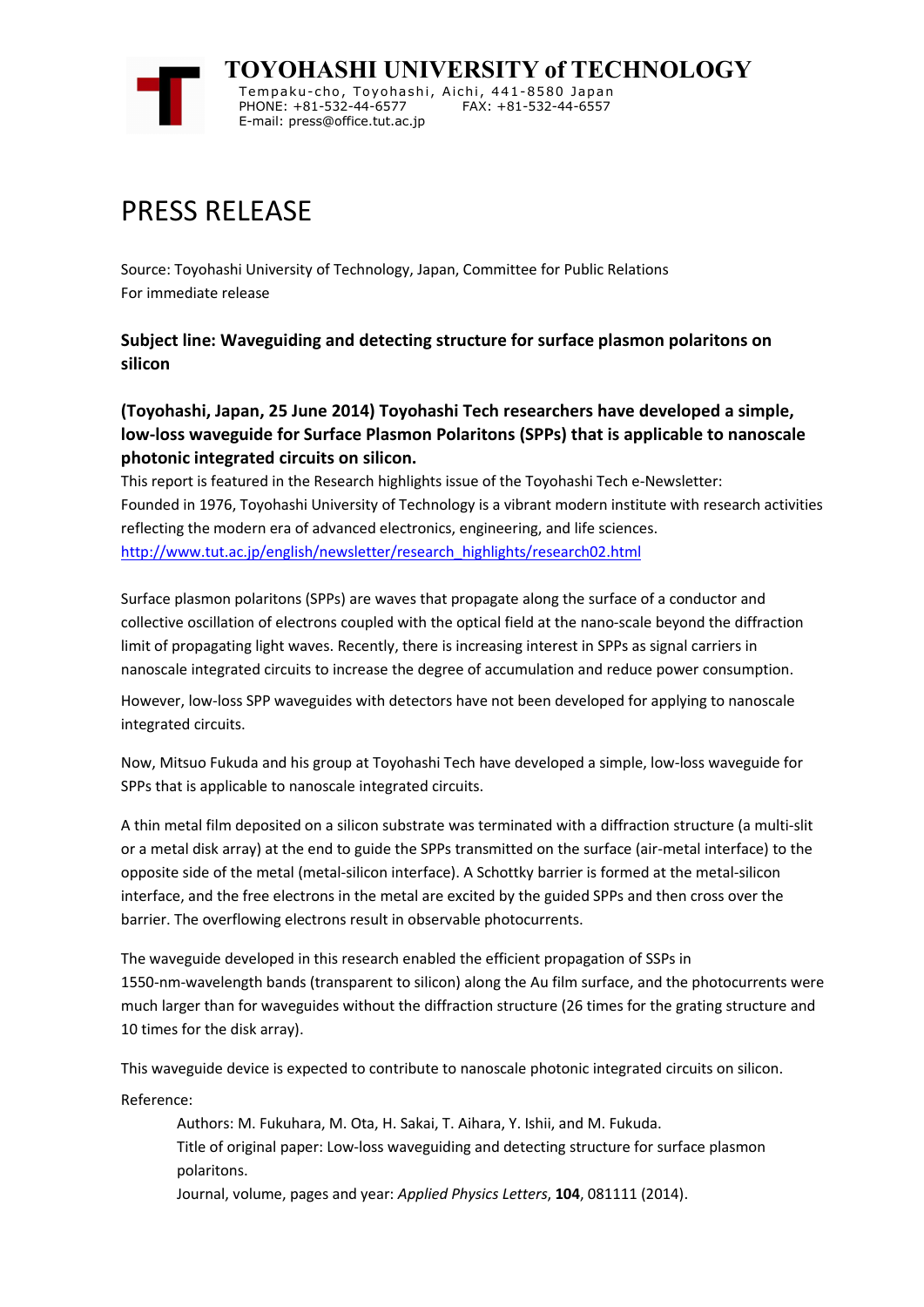# TOYOHASHI UNIVERSITY of TECHNOLOGY

Tempaku-cho, Toyohashi, Aichi, 441-8580 Japan
PHONE: +81-532-44-6577 FAX: +81-532-44-6557
E-mail: press@office.tut.ac.jp

# PRESS RELEASE

Source: Toyohashi University of Technology, Japan, Committee for Public Relations
For immediate release

**Subject line: Waveguiding and detecting structure for surface plasmon polaritons on silicon**

**(Toyohashi, Japan, 25 June 2014) Toyohashi Tech researchers have developed a simple, low-loss waveguide for Surface Plasmon Polaritons (SPPs) that is applicable to nanoscale photonic integrated circuits on silicon.**

This report is featured in the Research highlights issue of the Toyohashi Tech e-Newsletter:
Founded in 1976, Toyohashi University of Technology is a vibrant modern institute with research activities reflecting the modern era of advanced electronics, engineering, and life sciences.
http://www.tut.ac.jp/english/newsletter/research_highlights/research02.html

Surface plasmon polaritons (SPPs) are waves that propagate along the surface of a conductor and collective oscillation of electrons coupled with the optical field at the nano-scale beyond the diffraction limit of propagating light waves. Recently, there is increasing interest in SPPs as signal carriers in nanoscale integrated circuits to increase the degree of accumulation and reduce power consumption.

However, low-loss SPP waveguides with detectors have not been developed for applying to nanoscale integrated circuits.

Now, Mitsuo Fukuda and his group at Toyohashi Tech have developed a simple, low-loss waveguide for SPPs that is applicable to nanoscale integrated circuits.

A thin metal film deposited on a silicon substrate was terminated with a diffraction structure (a multi-slit or a metal disk array) at the end to guide the SPPs transmitted on the surface (air-metal interface) to the opposite side of the metal (metal-silicon interface). A Schottky barrier is formed at the metal-silicon interface, and the free electrons in the metal are excited by the guided SPPs and then cross over the barrier. The overflowing electrons result in observable photocurrents.

The waveguide developed in this research enabled the efficient propagation of SSPs in 1550-nm-wavelength bands (transparent to silicon) along the Au film surface, and the photocurrents were much larger than for waveguides without the diffraction structure (26 times for the grating structure and 10 times for the disk array).

This waveguide device is expected to contribute to nanoscale photonic integrated circuits on silicon.

Reference:

Authors: M. Fukuhara, M. Ota, H. Sakai, T. Aihara, Y. Ishii, and M. Fukuda.
Title of original paper: Low-loss waveguiding and detecting structure for surface plasmon polaritons.
Journal, volume, pages and year: *Applied Physics Letters*, **104**, 081111 (2014).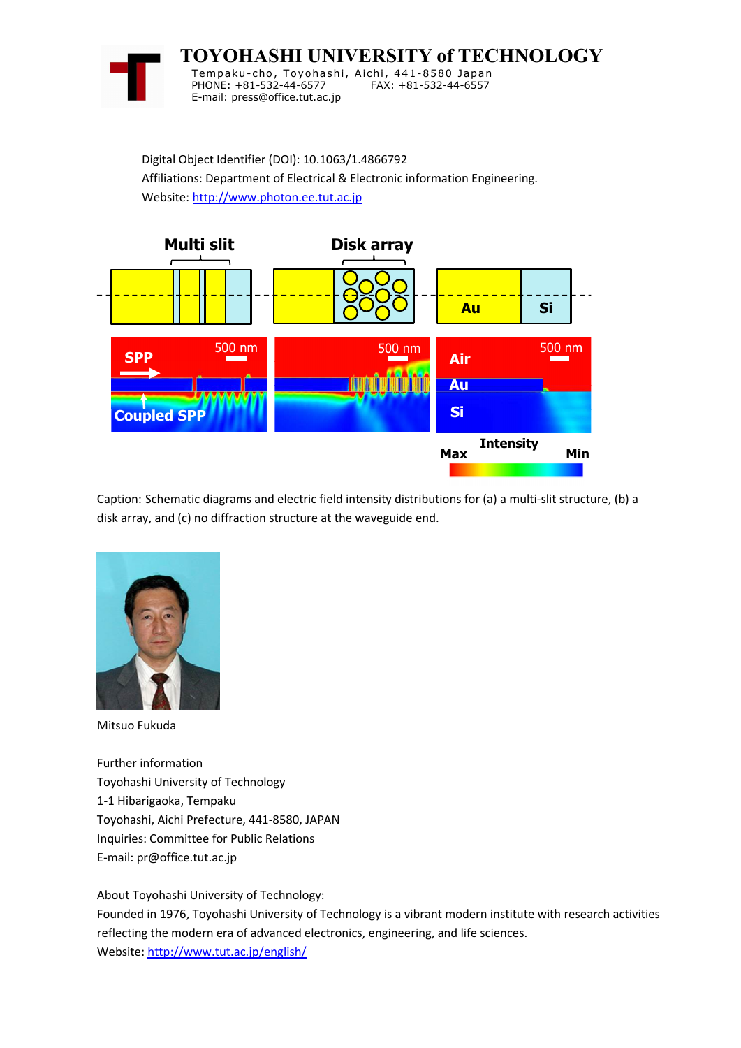# TOYOHASHI UNIVERSITY of TECHNOLOGY

Tempaku-cho, Toyohashi, Aichi, 441-8580 Japan
PHONE: +81-532-44-6577 FAX: +81-532-44-6557
E-mail: press@office.tut.ac.jp

Digital Object Identifier (DOI): 10.1063/1.4866792
Affiliations: Department of Electrical & Electronic information Engineering.
Website: http://www.photon.ee.tut.ac.jp

Multi slit

Disk array

Au

Si

SPP

Coupled SPP

500 nm

500 nm

500 nm

Air

Au

Si

Intensity

Max

Min

Caption: Schematic diagrams and electric field intensity distributions for (a) a multi-slit structure, (b) a disk array, and (c) no diffraction structure at the waveguide end.

Mitsuo Fukuda

Further information
Toyohashi University of Technology
1-1 Hibarigaoka, Tempaku
Toyohashi, Aichi Prefecture, 441-8580, JAPAN
Inquiries: Committee for Public Relations
E-mail: pr@office.tut.ac.jp

About Toyohashi University of Technology:
Founded in 1976, Toyohashi University of Technology is a vibrant modern institute with research activities reflecting the modern era of advanced electronics, engineering, and life sciences.
Website: http://www.tut.ac.jp/english/